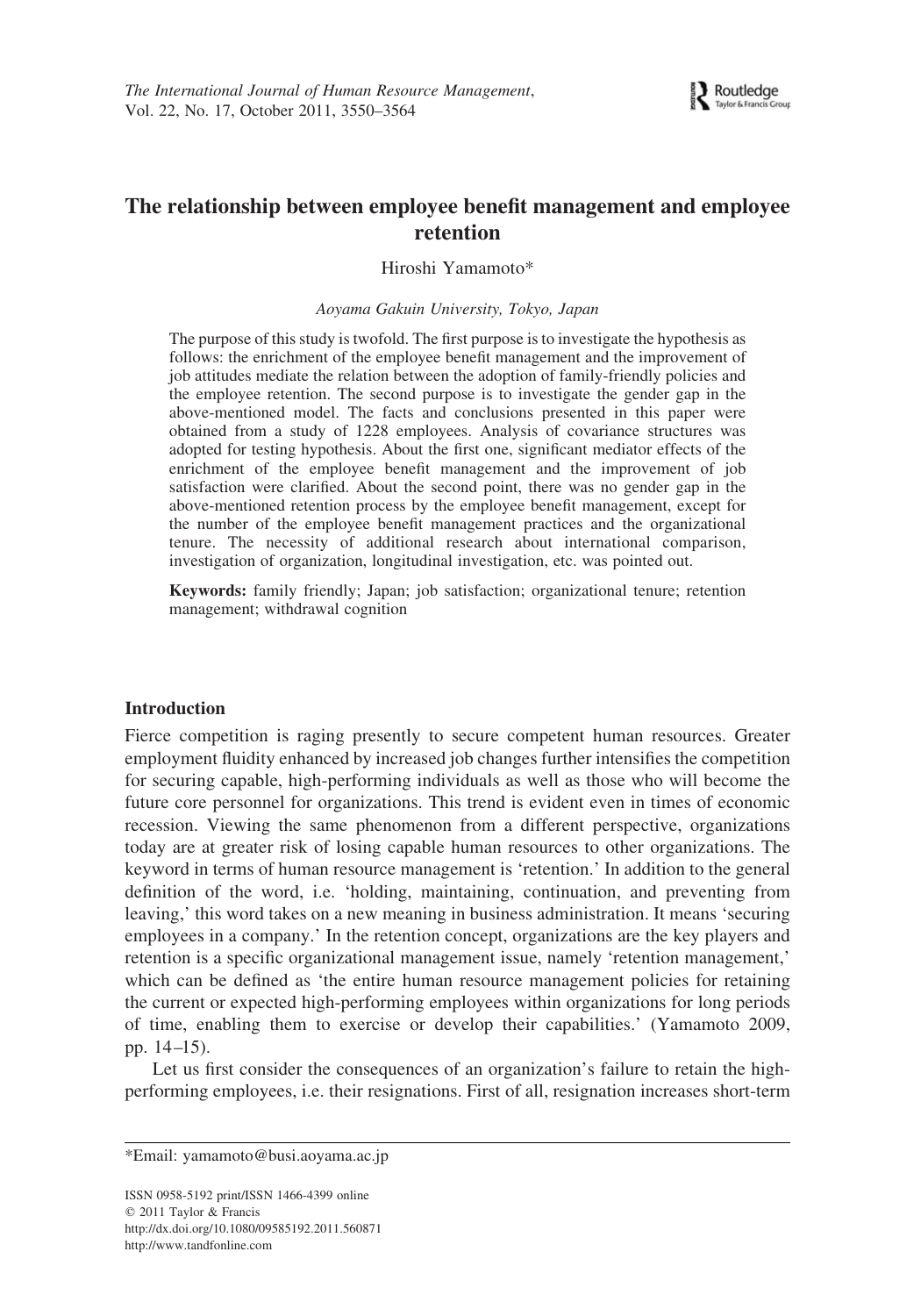# The relationship between employee benefit management and employee retention

Hiroshi Yamamoto*

*Aoyama Gakuin University, Tokyo, Japan*

The purpose of this study is twofold. The first purpose is to investigate the hypothesis as follows: the enrichment of the employee benefit management and the improvement of job attitudes mediate the relation between the adoption of family-friendly policies and the employee retention. The second purpose is to investigate the gender gap in the above-mentioned model. The facts and conclusions presented in this paper were obtained from a study of 1228 employees. Analysis of covariance structures was adopted for testing hypothesis. About the first one, significant mediator effects of the enrichment of the employee benefit management and the improvement of job satisfaction were clarified. About the second point, there was no gender gap in the above-mentioned retention process by the employee benefit management, except for the number of the employee benefit management practices and the organizational tenure. The necessity of additional research about international comparison, investigation of organization, longitudinal investigation, etc. was pointed out.

**Keywords:** family friendly; Japan; job satisfaction; organizational tenure; retention management; withdrawal cognition

## Introduction

Fierce competition is raging presently to secure competent human resources. Greater employment fluidity enhanced by increased job changes further intensifies the competition for securing capable, high-performing individuals as well as those who will become the future core personnel for organizations. This trend is evident even in times of economic recession. Viewing the same phenomenon from a different perspective, organizations today are at greater risk of losing capable human resources to other organizations. The keyword in terms of human resource management is 'retention.' In addition to the general definition of the word, i.e. 'holding, maintaining, continuation, and preventing from leaving,' this word takes on a new meaning in business administration. It means 'securing employees in a company.' In the retention concept, organizations are the key players and retention is a specific organizational management issue, namely 'retention management,' which can be defined as 'the entire human resource management policies for retaining the current or expected high-performing employees within organizations for long periods of time, enabling them to exercise or develop their capabilities.' (Yamamoto 2009, pp. 14–15).

Let us first consider the consequences of an organization's failure to retain the high-performing employees, i.e. their resignations. First of all, resignation increases short-term

*Email: yamamoto@busi.aoyama.ac.jp

ISSN 0958-5192 print/ISSN 1466-4399 online
© 2011 Taylor & Francis
http://dx.doi.org/10.1080/09585192.2011.560871
http://www.tandfonline.com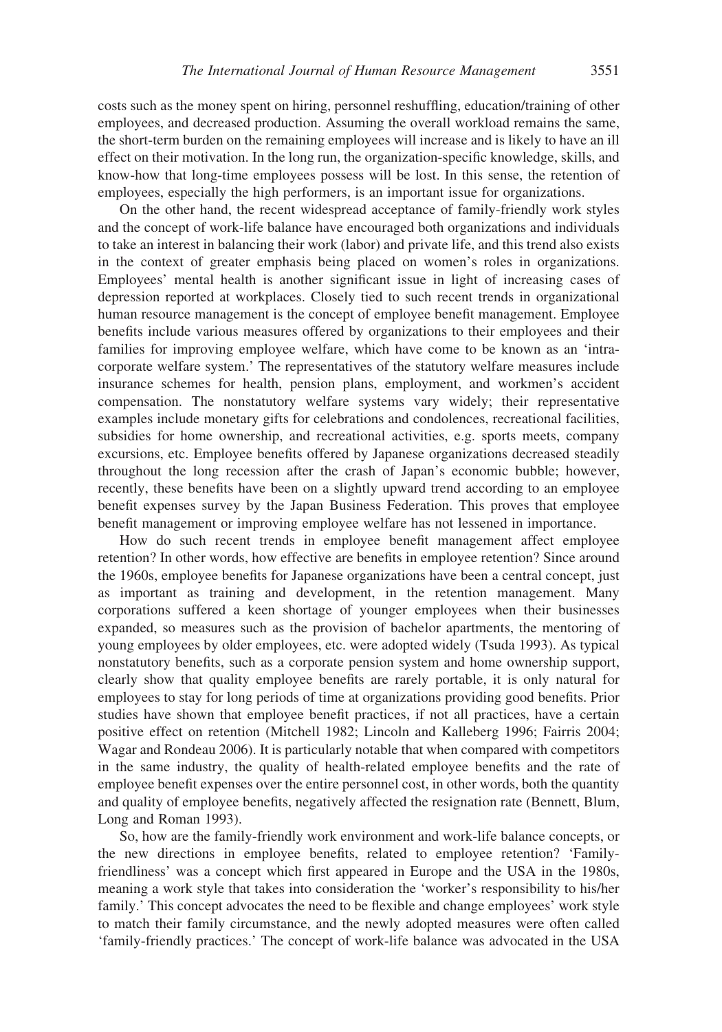costs such as the money spent on hiring, personnel reshuffling, education/training of other employees, and decreased production. Assuming the overall workload remains the same, the short-term burden on the remaining employees will increase and is likely to have an ill effect on their motivation. In the long run, the organization-specific knowledge, skills, and know-how that long-time employees possess will be lost. In this sense, the retention of employees, especially the high performers, is an important issue for organizations.

On the other hand, the recent widespread acceptance of family-friendly work styles and the concept of work-life balance have encouraged both organizations and individuals to take an interest in balancing their work (labor) and private life, and this trend also exists in the context of greater emphasis being placed on women's roles in organizations. Employees' mental health is another significant issue in light of increasing cases of depression reported at workplaces. Closely tied to such recent trends in organizational human resource management is the concept of employee benefit management. Employee benefits include various measures offered by organizations to their employees and their families for improving employee welfare, which have come to be known as an 'intra-corporate welfare system.' The representatives of the statutory welfare measures include insurance schemes for health, pension plans, employment, and workmen's accident compensation. The nonstatutory welfare systems vary widely; their representative examples include monetary gifts for celebrations and condolences, recreational facilities, subsidies for home ownership, and recreational activities, e.g. sports meets, company excursions, etc. Employee benefits offered by Japanese organizations decreased steadily throughout the long recession after the crash of Japan's economic bubble; however, recently, these benefits have been on a slightly upward trend according to an employee benefit expenses survey by the Japan Business Federation. This proves that employee benefit management or improving employee welfare has not lessened in importance.

How do such recent trends in employee benefit management affect employee retention? In other words, how effective are benefits in employee retention? Since around the 1960s, employee benefits for Japanese organizations have been a central concept, just as important as training and development, in the retention management. Many corporations suffered a keen shortage of younger employees when their businesses expanded, so measures such as the provision of bachelor apartments, the mentoring of young employees by older employees, etc. were adopted widely (Tsuda 1993). As typical nonstatutory benefits, such as a corporate pension system and home ownership support, clearly show that quality employee benefits are rarely portable, it is only natural for employees to stay for long periods of time at organizations providing good benefits. Prior studies have shown that employee benefit practices, if not all practices, have a certain positive effect on retention (Mitchell 1982; Lincoln and Kalleberg 1996; Fairris 2004; Wagar and Rondeau 2006). It is particularly notable that when compared with competitors in the same industry, the quality of health-related employee benefits and the rate of employee benefit expenses over the entire personnel cost, in other words, both the quantity and quality of employee benefits, negatively affected the resignation rate (Bennett, Blum, Long and Roman 1993).

So, how are the family-friendly work environment and work-life balance concepts, or the new directions in employee benefits, related to employee retention? 'Family-friendliness' was a concept which first appeared in Europe and the USA in the 1980s, meaning a work style that takes into consideration the 'worker's responsibility to his/her family.' This concept advocates the need to be flexible and change employees' work style to match their family circumstance, and the newly adopted measures were often called 'family-friendly practices.' The concept of work-life balance was advocated in the USA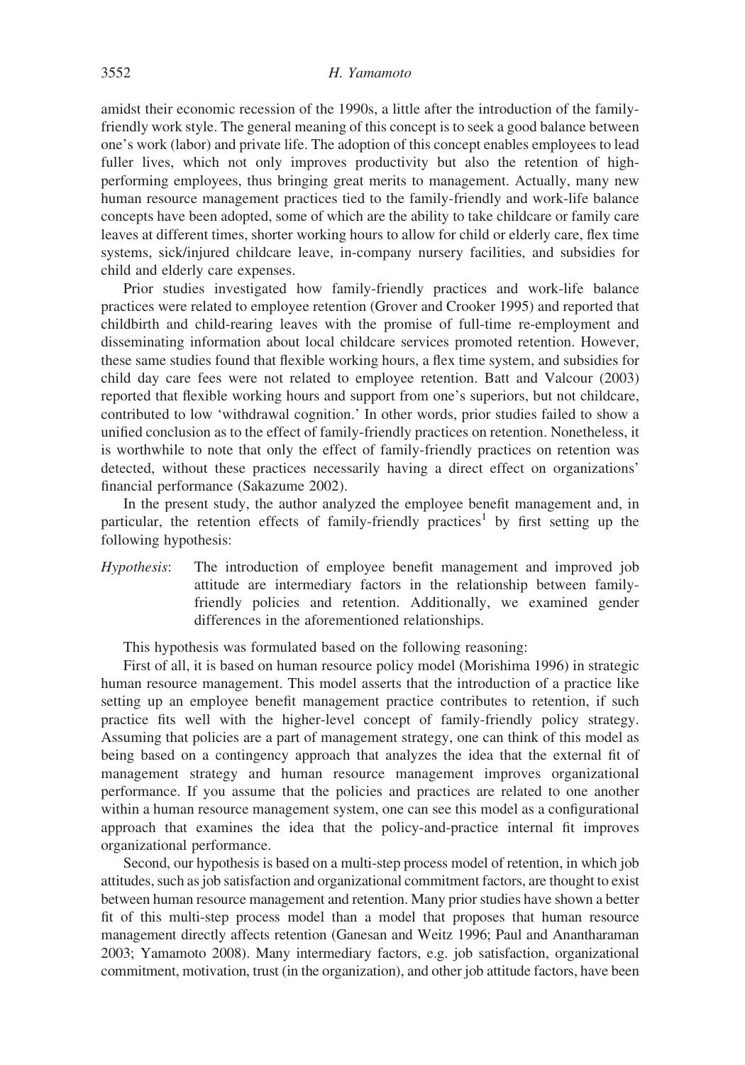amidst their economic recession of the 1990s, a little after the introduction of the family-friendly work style. The general meaning of this concept is to seek a good balance between one's work (labor) and private life. The adoption of this concept enables employees to lead fuller lives, which not only improves productivity but also the retention of high-performing employees, thus bringing great merits to management. Actually, many new human resource management practices tied to the family-friendly and work-life balance concepts have been adopted, some of which are the ability to take childcare or family care leaves at different times, shorter working hours to allow for child or elderly care, flex time systems, sick/injured childcare leave, in-company nursery facilities, and subsidies for child and elderly care expenses.

Prior studies investigated how family-friendly practices and work-life balance practices were related to employee retention (Grover and Crooker 1995) and reported that childbirth and child-rearing leaves with the promise of full-time re-employment and disseminating information about local childcare services promoted retention. However, these same studies found that flexible working hours, a flex time system, and subsidies for child day care fees were not related to employee retention. Batt and Valcour (2003) reported that flexible working hours and support from one's superiors, but not childcare, contributed to low 'withdrawal cognition.' In other words, prior studies failed to show a unified conclusion as to the effect of family-friendly practices on retention. Nonetheless, it is worthwhile to note that only the effect of family-friendly practices on retention was detected, without these practices necessarily having a direct effect on organizations' financial performance (Sakazume 2002).

In the present study, the author analyzed the employee benefit management and, in particular, the retention effects of family-friendly practices[1] by first setting up the following hypothesis:

*Hypothesis*: The introduction of employee benefit management and improved job attitude are intermediary factors in the relationship between family-friendly policies and retention. Additionally, we examined gender differences in the aforementioned relationships.

This hypothesis was formulated based on the following reasoning:

First of all, it is based on human resource policy model (Morishima 1996) in strategic human resource management. This model asserts that the introduction of a practice like setting up an employee benefit management practice contributes to retention, if such practice fits well with the higher-level concept of family-friendly policy strategy. Assuming that policies are a part of management strategy, one can think of this model as being based on a contingency approach that analyzes the idea that the external fit of management strategy and human resource management improves organizational performance. If you assume that the policies and practices are related to one another within a human resource management system, one can see this model as a configurational approach that examines the idea that the policy-and-practice internal fit improves organizational performance.

Second, our hypothesis is based on a multi-step process model of retention, in which job attitudes, such as job satisfaction and organizational commitment factors, are thought to exist between human resource management and retention. Many prior studies have shown a better fit of this multi-step process model than a model that proposes that human resource management directly affects retention (Ganesan and Weitz 1996; Paul and Anantharaman 2003; Yamamoto 2008). Many intermediary factors, e.g. job satisfaction, organizational commitment, motivation, trust (in the organization), and other job attitude factors, have been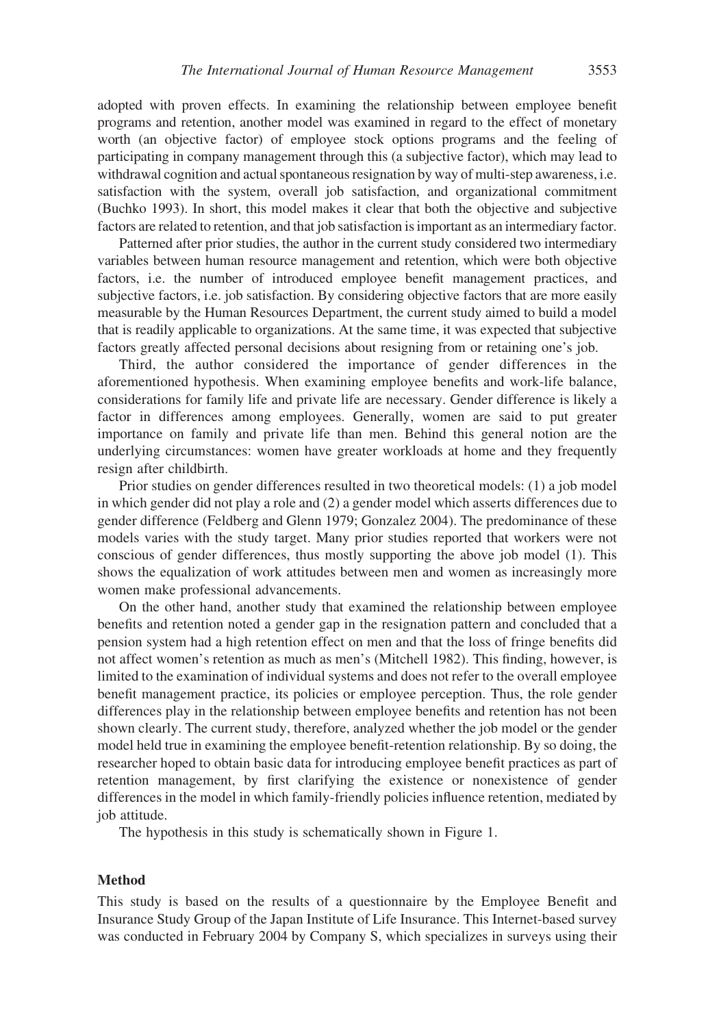adopted with proven effects. In examining the relationship between employee benefit programs and retention, another model was examined in regard to the effect of monetary worth (an objective factor) of employee stock options programs and the feeling of participating in company management through this (a subjective factor), which may lead to withdrawal cognition and actual spontaneous resignation by way of multi-step awareness, i.e. satisfaction with the system, overall job satisfaction, and organizational commitment (Buchko 1993). In short, this model makes it clear that both the objective and subjective factors are related to retention, and that job satisfaction is important as an intermediary factor.

Patterned after prior studies, the author in the current study considered two intermediary variables between human resource management and retention, which were both objective factors, i.e. the number of introduced employee benefit management practices, and subjective factors, i.e. job satisfaction. By considering objective factors that are more easily measurable by the Human Resources Department, the current study aimed to build a model that is readily applicable to organizations. At the same time, it was expected that subjective factors greatly affected personal decisions about resigning from or retaining one's job.

Third, the author considered the importance of gender differences in the aforementioned hypothesis. When examining employee benefits and work-life balance, considerations for family life and private life are necessary. Gender difference is likely a factor in differences among employees. Generally, women are said to put greater importance on family and private life than men. Behind this general notion are the underlying circumstances: women have greater workloads at home and they frequently resign after childbirth.

Prior studies on gender differences resulted in two theoretical models: (1) a job model in which gender did not play a role and (2) a gender model which asserts differences due to gender difference (Feldberg and Glenn 1979; Gonzalez 2004). The predominance of these models varies with the study target. Many prior studies reported that workers were not conscious of gender differences, thus mostly supporting the above job model (1). This shows the equalization of work attitudes between men and women as increasingly more women make professional advancements.

On the other hand, another study that examined the relationship between employee benefits and retention noted a gender gap in the resignation pattern and concluded that a pension system had a high retention effect on men and that the loss of fringe benefits did not affect women's retention as much as men's (Mitchell 1982). This finding, however, is limited to the examination of individual systems and does not refer to the overall employee benefit management practice, its policies or employee perception. Thus, the role gender differences play in the relationship between employee benefits and retention has not been shown clearly. The current study, therefore, analyzed whether the job model or the gender model held true in examining the employee benefit-retention relationship. By so doing, the researcher hoped to obtain basic data for introducing employee benefit practices as part of retention management, by first clarifying the existence or nonexistence of gender differences in the model in which family-friendly policies influence retention, mediated by job attitude.

The hypothesis in this study is schematically shown in Figure 1.

## Method

This study is based on the results of a questionnaire by the Employee Benefit and Insurance Study Group of the Japan Institute of Life Insurance. This Internet-based survey was conducted in February 2004 by Company S, which specializes in surveys using their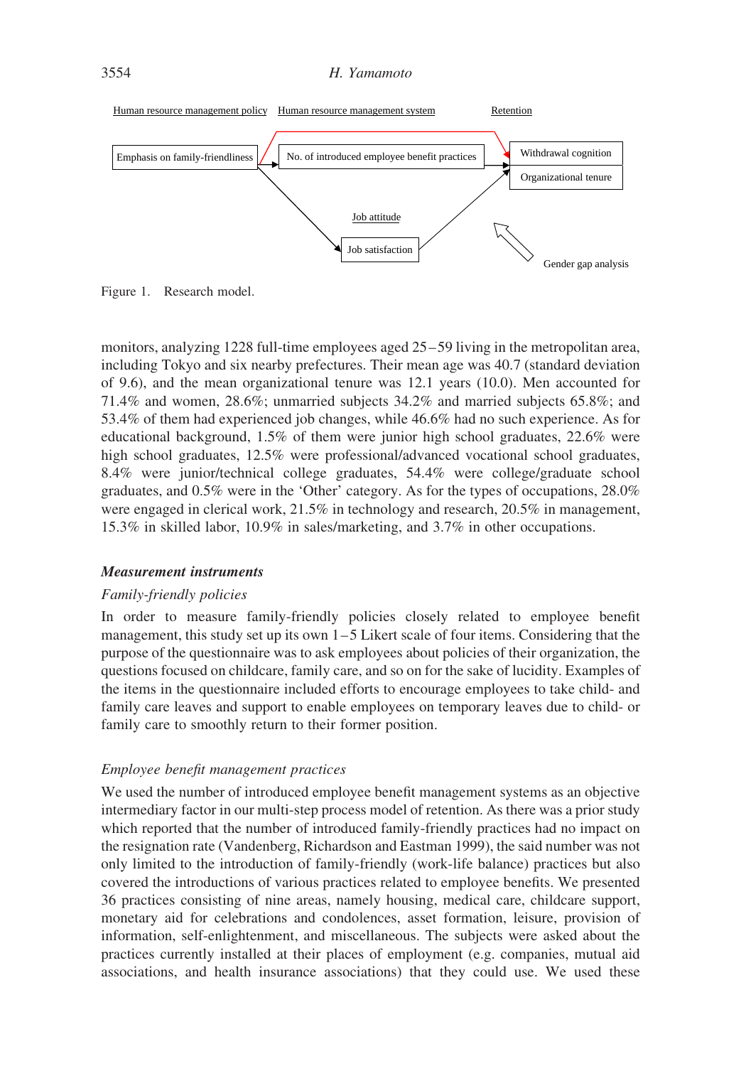Human resource management policy | Human resource management system | Retention

Emphasis on family-friendliness → No. of introduced employee benefit practices → Withdrawal cognition / Organizational tenure

Job attitude: Job satisfaction

Gender gap analysis

Figure 1. Research model.

monitors, analyzing 1228 full-time employees aged 25–59 living in the metropolitan area, including Tokyo and six nearby prefectures. Their mean age was 40.7 (standard deviation of 9.6), and the mean organizational tenure was 12.1 years (10.0). Men accounted for 71.4% and women, 28.6%; unmarried subjects 34.2% and married subjects 65.8%; and 53.4% of them had experienced job changes, while 46.6% had no such experience. As for educational background, 1.5% of them were junior high school graduates, 22.6% were high school graduates, 12.5% were professional/advanced vocational school graduates, 8.4% were junior/technical college graduates, 54.4% were college/graduate school graduates, and 0.5% were in the 'Other' category. As for the types of occupations, 28.0% were engaged in clerical work, 21.5% in technology and research, 20.5% in management, 15.3% in skilled labor, 10.9% in sales/marketing, and 3.7% in other occupations.

### *Measurement instruments*

#### *Family-friendly policies*

In order to measure family-friendly policies closely related to employee benefit management, this study set up its own 1–5 Likert scale of four items. Considering that the purpose of the questionnaire was to ask employees about policies of their organization, the questions focused on childcare, family care, and so on for the sake of lucidity. Examples of the items in the questionnaire included efforts to encourage employees to take child- and family care leaves and support to enable employees on temporary leaves due to child- or family care to smoothly return to their former position.

#### *Employee benefit management practices*

We used the number of introduced employee benefit management systems as an objective intermediary factor in our multi-step process model of retention. As there was a prior study which reported that the number of introduced family-friendly practices had no impact on the resignation rate (Vandenberg, Richardson and Eastman 1999), the said number was not only limited to the introduction of family-friendly (work-life balance) practices but also covered the introductions of various practices related to employee benefits. We presented 36 practices consisting of nine areas, namely housing, medical care, childcare support, monetary aid for celebrations and condolences, asset formation, leisure, provision of information, self-enlightenment, and miscellaneous. The subjects were asked about the practices currently installed at their places of employment (e.g. companies, mutual aid associations, and health insurance associations) that they could use. We used these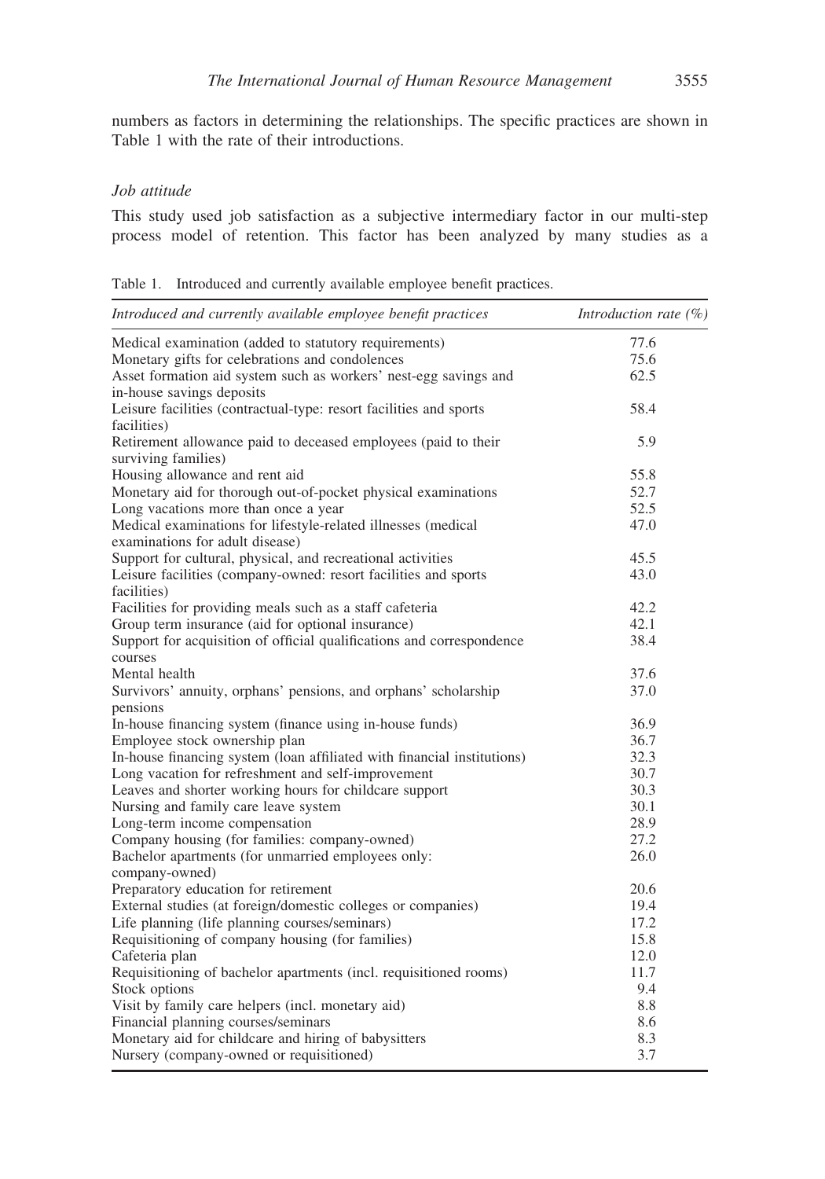numbers as factors in determining the relationships. The specific practices are shown in Table 1 with the rate of their introductions.

### *Job attitude*

This study used job satisfaction as a subjective intermediary factor in our multi-step process model of retention. This factor has been analyzed by many studies as a

Table 1. Introduced and currently available employee benefit practices.

| *Introduced and currently available employee benefit practices* | *Introduction rate (%)* |
|---|---|
| Medical examination (added to statutory requirements) | 77.6 |
| Monetary gifts for celebrations and condolences | 75.6 |
| Asset formation aid system such as workers' nest-egg savings and in-house savings deposits | 62.5 |
| Leisure facilities (contractual-type: resort facilities and sports facilities) | 58.4 |
| Retirement allowance paid to deceased employees (paid to their surviving families) | 5.9 |
| Housing allowance and rent aid | 55.8 |
| Monetary aid for thorough out-of-pocket physical examinations | 52.7 |
| Long vacations more than once a year | 52.5 |
| Medical examinations for lifestyle-related illnesses (medical examinations for adult disease) | 47.0 |
| Support for cultural, physical, and recreational activities | 45.5 |
| Leisure facilities (company-owned: resort facilities and sports facilities) | 43.0 |
| Facilities for providing meals such as a staff cafeteria | 42.2 |
| Group term insurance (aid for optional insurance) | 42.1 |
| Support for acquisition of official qualifications and correspondence courses | 38.4 |
| Mental health | 37.6 |
| Survivors' annuity, orphans' pensions, and orphans' scholarship pensions | 37.0 |
| In-house financing system (finance using in-house funds) | 36.9 |
| Employee stock ownership plan | 36.7 |
| In-house financing system (loan affiliated with financial institutions) | 32.3 |
| Long vacation for refreshment and self-improvement | 30.7 |
| Leaves and shorter working hours for childcare support | 30.3 |
| Nursing and family care leave system | 30.1 |
| Long-term income compensation | 28.9 |
| Company housing (for families: company-owned) | 27.2 |
| Bachelor apartments (for unmarried employees only: company-owned) | 26.0 |
| Preparatory education for retirement | 20.6 |
| External studies (at foreign/domestic colleges or companies) | 19.4 |
| Life planning (life planning courses/seminars) | 17.2 |
| Requisitioning of company housing (for families) | 15.8 |
| Cafeteria plan | 12.0 |
| Requisitioning of bachelor apartments (incl. requisitioned rooms) | 11.7 |
| Stock options | 9.4 |
| Visit by family care helpers (incl. monetary aid) | 8.8 |
| Financial planning courses/seminars | 8.6 |
| Monetary aid for childcare and hiring of babysitters | 8.3 |
| Nursery (company-owned or requisitioned) | 3.7 |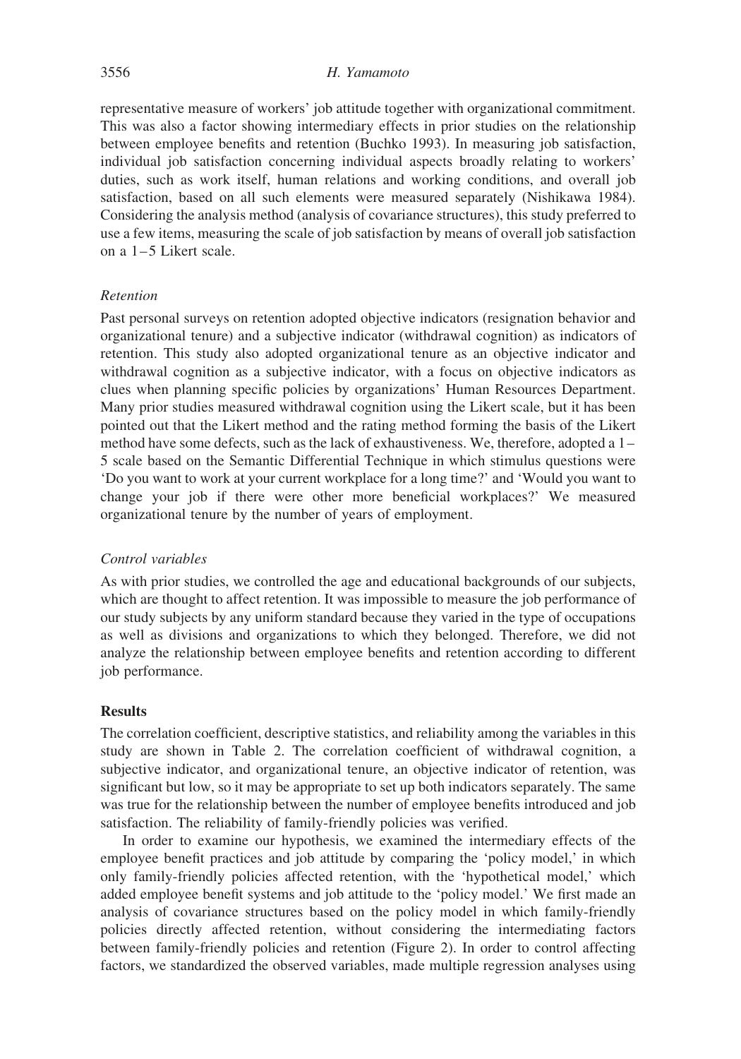representative measure of workers' job attitude together with organizational commitment. This was also a factor showing intermediary effects in prior studies on the relationship between employee benefits and retention (Buchko 1993). In measuring job satisfaction, individual job satisfaction concerning individual aspects broadly relating to workers' duties, such as work itself, human relations and working conditions, and overall job satisfaction, based on all such elements were measured separately (Nishikawa 1984). Considering the analysis method (analysis of covariance structures), this study preferred to use a few items, measuring the scale of job satisfaction by means of overall job satisfaction on a 1–5 Likert scale.

### *Retention*

Past personal surveys on retention adopted objective indicators (resignation behavior and organizational tenure) and a subjective indicator (withdrawal cognition) as indicators of retention. This study also adopted organizational tenure as an objective indicator and withdrawal cognition as a subjective indicator, with a focus on objective indicators as clues when planning specific policies by organizations' Human Resources Department. Many prior studies measured withdrawal cognition using the Likert scale, but it has been pointed out that the Likert method and the rating method forming the basis of the Likert method have some defects, such as the lack of exhaustiveness. We, therefore, adopted a 1–5 scale based on the Semantic Differential Technique in which stimulus questions were 'Do you want to work at your current workplace for a long time?' and 'Would you want to change your job if there were other more beneficial workplaces?' We measured organizational tenure by the number of years of employment.

### *Control variables*

As with prior studies, we controlled the age and educational backgrounds of our subjects, which are thought to affect retention. It was impossible to measure the job performance of our study subjects by any uniform standard because they varied in the type of occupations as well as divisions and organizations to which they belonged. Therefore, we did not analyze the relationship between employee benefits and retention according to different job performance.

## **Results**

The correlation coefficient, descriptive statistics, and reliability among the variables in this study are shown in Table 2. The correlation coefficient of withdrawal cognition, a subjective indicator, and organizational tenure, an objective indicator of retention, was significant but low, so it may be appropriate to set up both indicators separately. The same was true for the relationship between the number of employee benefits introduced and job satisfaction. The reliability of family-friendly policies was verified.

In order to examine our hypothesis, we examined the intermediary effects of the employee benefit practices and job attitude by comparing the 'policy model,' in which only family-friendly policies affected retention, with the 'hypothetical model,' which added employee benefit systems and job attitude to the 'policy model.' We first made an analysis of covariance structures based on the policy model in which family-friendly policies directly affected retention, without considering the intermediating factors between family-friendly policies and retention (Figure 2). In order to control affecting factors, we standardized the observed variables, made multiple regression analyses using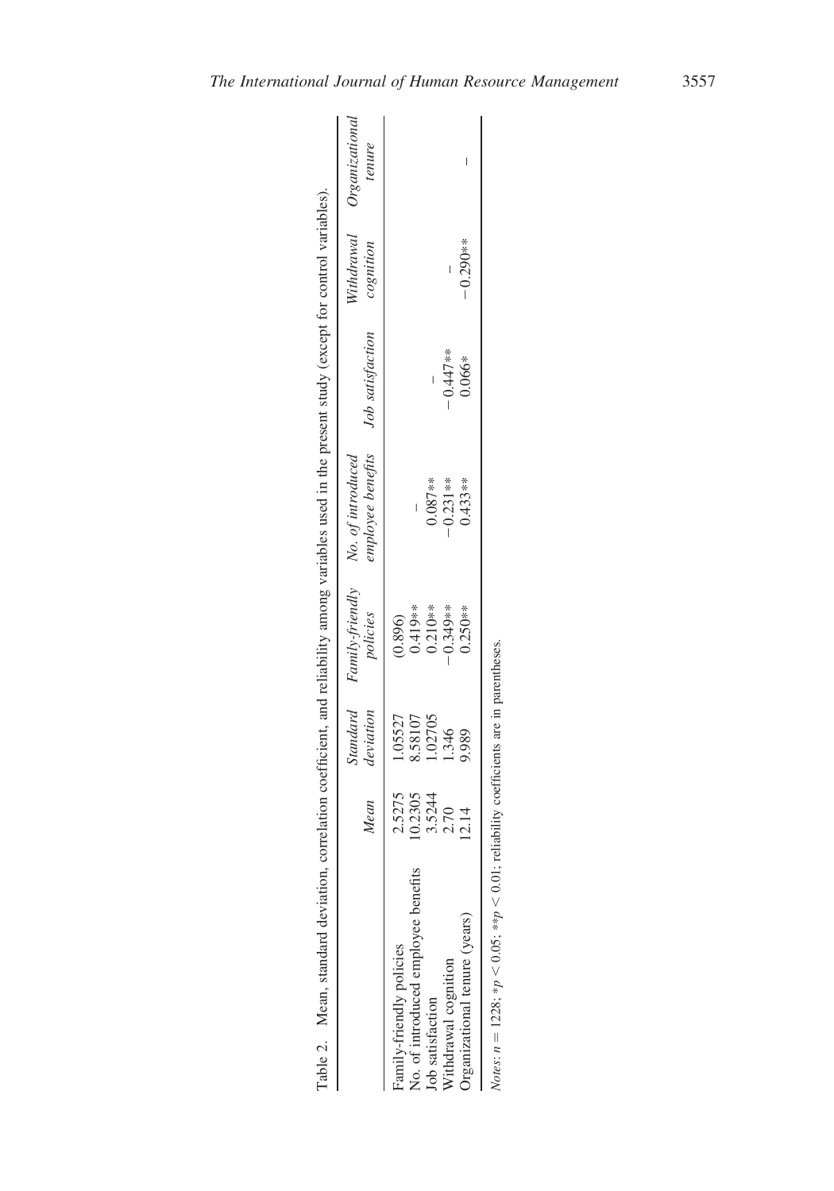Table 2. Mean, standard deviation, correlation coefficient, and reliability among variables used in the present study (except for control variables).

| | Mean | Standard deviation | Family-friendly policies | No. of introduced employee benefits | Job satisfaction | Withdrawal cognition | Organizational tenure |
|---|---|---|---|---|---|---|---|
| Family-friendly policies | 2.5275 | 1.05527 | (0.896) | | | | |
| No. of introduced employee benefits | 10.2305 | 8.58107 | 0.419** | – | | | |
| Job satisfaction | 3.5244 | 1.02705 | 0.210** | 0.087** | – | | |
| Withdrawal cognition | 2.70 | 1.346 | −0.349** | −0.231** | −0.447** | – | |
| Organizational tenure (years) | 12.14 | 9.989 | 0.250** | 0.433** | 0.066* | −0.290** | – |

*Notes*: $n = 1228$; $*p < 0.05$; $**p < 0.01$; reliability coefficients are in parentheses.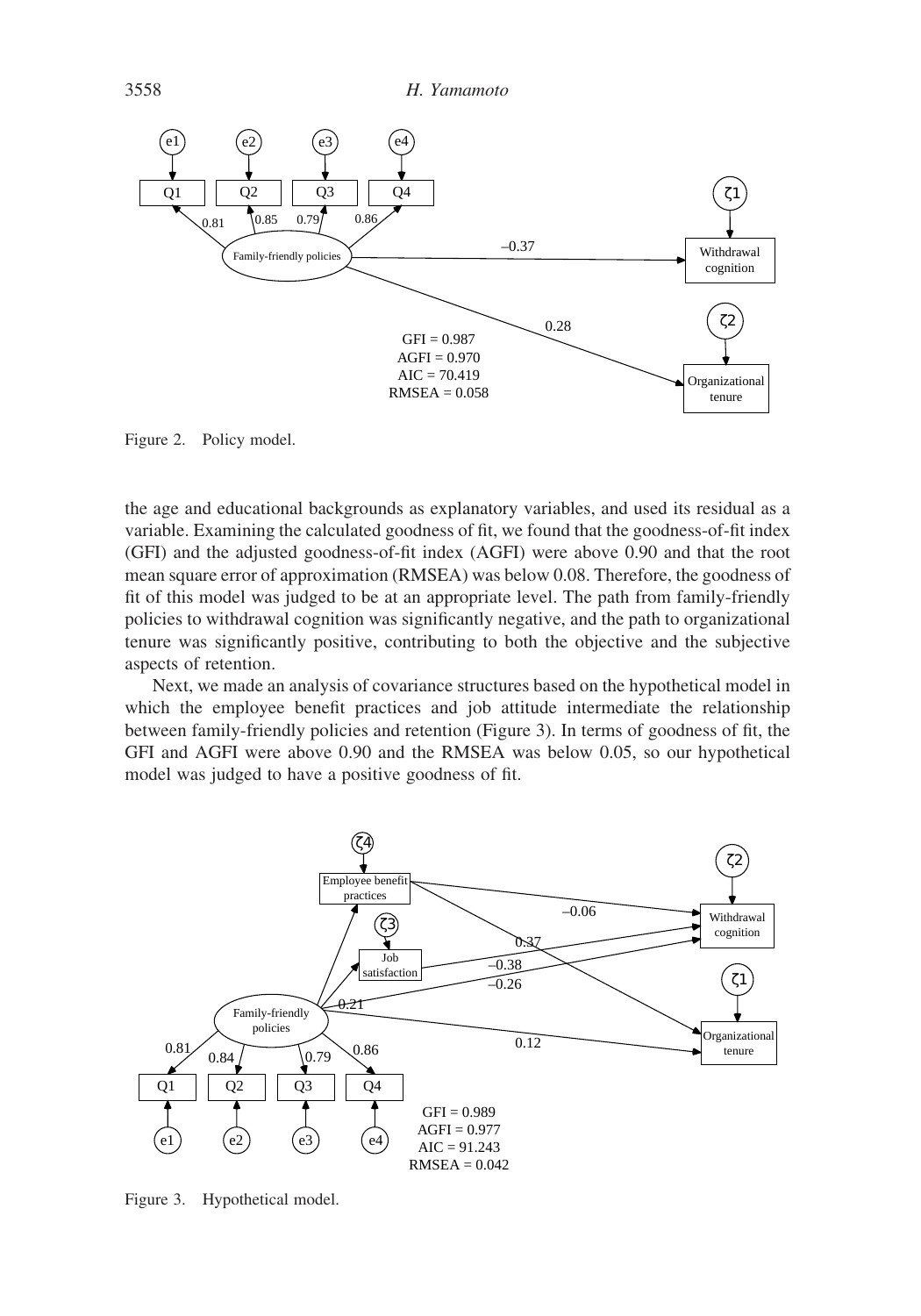Figure 2. Policy model.

the age and educational backgrounds as explanatory variables, and used its residual as a variable. Examining the calculated goodness of fit, we found that the goodness-of-fit index (GFI) and the adjusted goodness-of-fit index (AGFI) were above 0.90 and that the root mean square error of approximation (RMSEA) was below 0.08. Therefore, the goodness of fit of this model was judged to be at an appropriate level. The path from family-friendly policies to withdrawal cognition was significantly negative, and the path to organizational tenure was significantly positive, contributing to both the objective and the subjective aspects of retention.

Next, we made an analysis of covariance structures based on the hypothetical model in which the employee benefit practices and job attitude intermediate the relationship between family-friendly policies and retention (Figure 3). In terms of goodness of fit, the GFI and AGFI were above 0.90 and the RMSEA was below 0.05, so our hypothetical model was judged to have a positive goodness of fit.

Figure 3. Hypothetical model.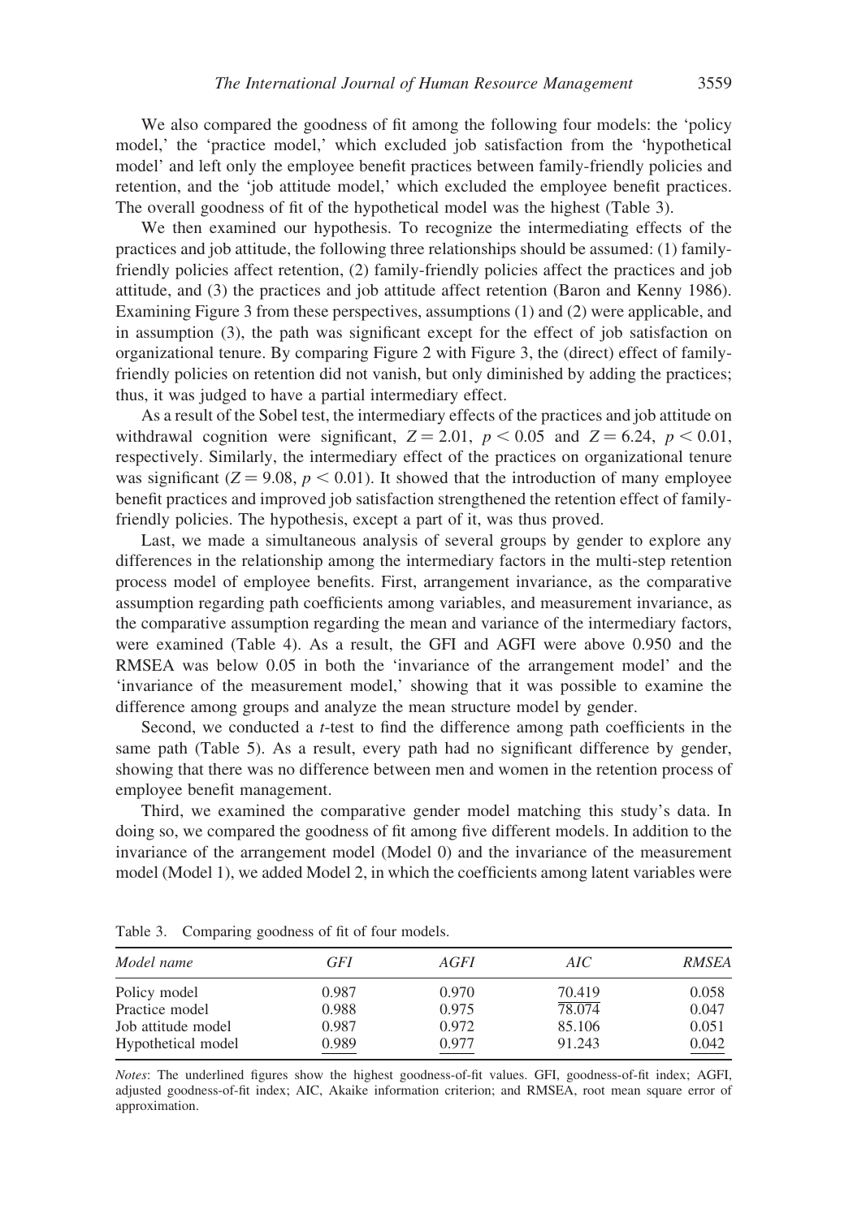We also compared the goodness of fit among the following four models: the 'policy model,' the 'practice model,' which excluded job satisfaction from the 'hypothetical model' and left only the employee benefit practices between family-friendly policies and retention, and the 'job attitude model,' which excluded the employee benefit practices. The overall goodness of fit of the hypothetical model was the highest (Table 3).

We then examined our hypothesis. To recognize the intermediating effects of the practices and job attitude, the following three relationships should be assumed: (1) family-friendly policies affect retention, (2) family-friendly policies affect the practices and job attitude, and (3) the practices and job attitude affect retention (Baron and Kenny 1986). Examining Figure 3 from these perspectives, assumptions (1) and (2) were applicable, and in assumption (3), the path was significant except for the effect of job satisfaction on organizational tenure. By comparing Figure 2 with Figure 3, the (direct) effect of family-friendly policies on retention did not vanish, but only diminished by adding the practices; thus, it was judged to have a partial intermediary effect.

As a result of the Sobel test, the intermediary effects of the practices and job attitude on withdrawal cognition were significant, $Z = 2.01$, $p < 0.05$ and $Z = 6.24$, $p < 0.01$, respectively. Similarly, the intermediary effect of the practices on organizational tenure was significant ($Z = 9.08$, $p < 0.01$). It showed that the introduction of many employee benefit practices and improved job satisfaction strengthened the retention effect of family-friendly policies. The hypothesis, except a part of it, was thus proved.

Last, we made a simultaneous analysis of several groups by gender to explore any differences in the relationship among the intermediary factors in the multi-step retention process model of employee benefits. First, arrangement invariance, as the comparative assumption regarding path coefficients among variables, and measurement invariance, as the comparative assumption regarding the mean and variance of the intermediary factors, were examined (Table 4). As a result, the GFI and AGFI were above 0.950 and the RMSEA was below 0.05 in both the 'invariance of the arrangement model' and the 'invariance of the measurement model,' showing that it was possible to examine the difference among groups and analyze the mean structure model by gender.

Second, we conducted a *t*-test to find the difference among path coefficients in the same path (Table 5). As a result, every path had no significant difference by gender, showing that there was no difference between men and women in the retention process of employee benefit management.

Third, we examined the comparative gender model matching this study's data. In doing so, we compared the goodness of fit among five different models. In addition to the invariance of the arrangement model (Model 0) and the invariance of the measurement model (Model 1), we added Model 2, in which the coefficients among latent variables were

Table 3. Comparing goodness of fit of four models.

| *Model name* | *GFI* | *AGFI* | *AIC* | *RMSEA* |
|---|---|---|---|---|
| Policy model | 0.987 | 0.970 | <u>70.419</u> | 0.058 |
| Practice model | 0.988 | 0.975 | 78.074 | 0.047 |
| Job attitude model | 0.987 | 0.972 | 85.106 | 0.051 |
| Hypothetical model | <u>0.989</u> | <u>0.977</u> | 91.243 | <u>0.042</u> |

*Notes*: The underlined figures show the highest goodness-of-fit values. GFI, goodness-of-fit index; AGFI, adjusted goodness-of-fit index; AIC, Akaike information criterion; and RMSEA, root mean square error of approximation.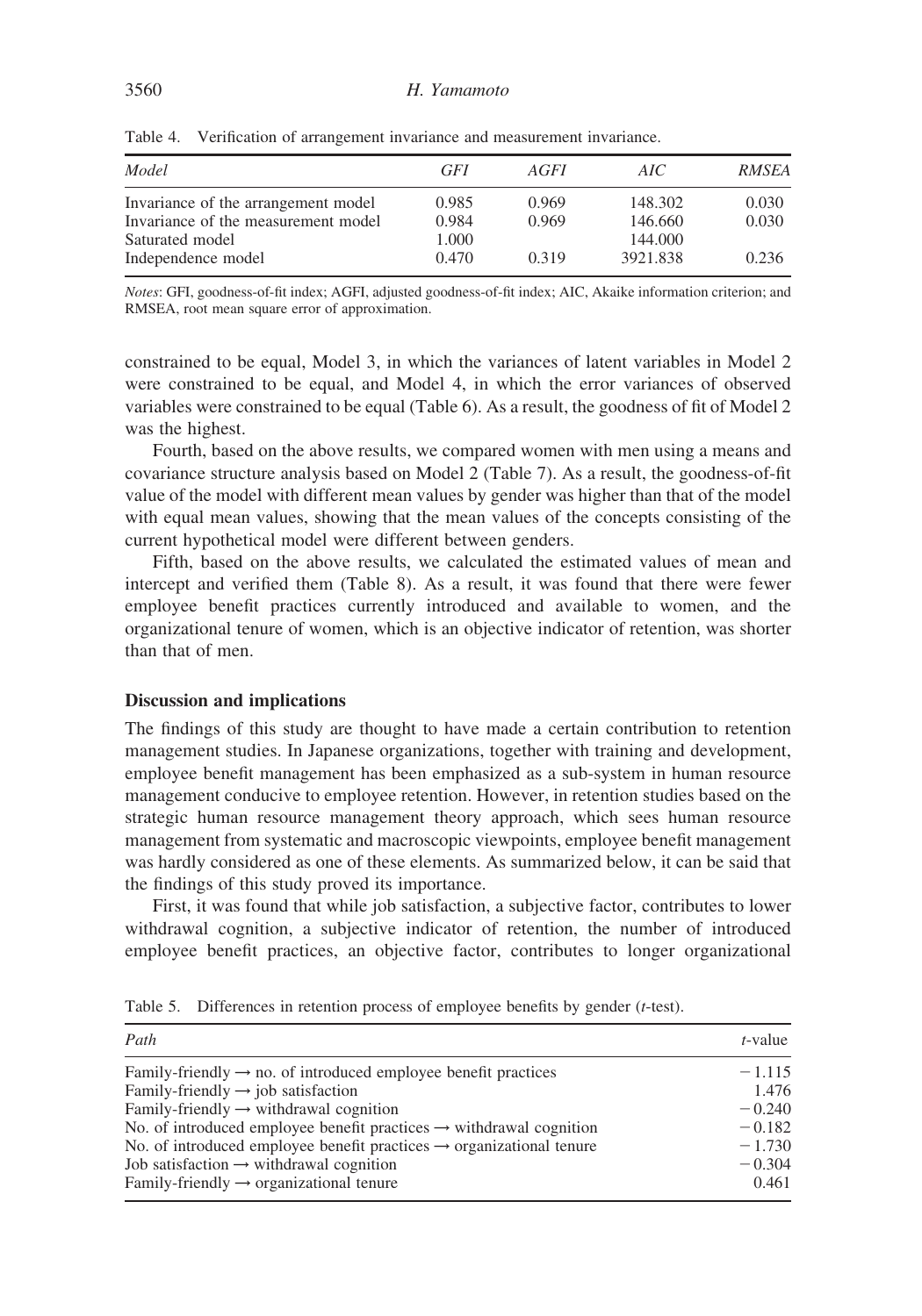Table 4. Verification of arrangement invariance and measurement invariance.

| *Model* | *GFI* | *AGFI* | *AIC* | *RMSEA* |
|---|---|---|---|---|
| Invariance of the arrangement model | 0.985 | 0.969 | 148.302 | 0.030 |
| Invariance of the measurement model | 0.984 | 0.969 | 146.660 | 0.030 |
| Saturated model | 1.000 | | 144.000 | |
| Independence model | 0.470 | 0.319 | 3921.838 | 0.236 |

*Notes*: GFI, goodness-of-fit index; AGFI, adjusted goodness-of-fit index; AIC, Akaike information criterion; and RMSEA, root mean square error of approximation.

constrained to be equal, Model 3, in which the variances of latent variables in Model 2 were constrained to be equal, and Model 4, in which the error variances of observed variables were constrained to be equal (Table 6). As a result, the goodness of fit of Model 2 was the highest.

Fourth, based on the above results, we compared women with men using a means and covariance structure analysis based on Model 2 (Table 7). As a result, the goodness-of-fit value of the model with different mean values by gender was higher than that of the model with equal mean values, showing that the mean values of the concepts consisting of the current hypothetical model were different between genders.

Fifth, based on the above results, we calculated the estimated values of mean and intercept and verified them (Table 8). As a result, it was found that there were fewer employee benefit practices currently introduced and available to women, and the organizational tenure of women, which is an objective indicator of retention, was shorter than that of men.

## Discussion and implications

The findings of this study are thought to have made a certain contribution to retention management studies. In Japanese organizations, together with training and development, employee benefit management has been emphasized as a sub-system in human resource management conducive to employee retention. However, in retention studies based on the strategic human resource management theory approach, which sees human resource management from systematic and macroscopic viewpoints, employee benefit management was hardly considered as one of these elements. As summarized below, it can be said that the findings of this study proved its importance.

First, it was found that while job satisfaction, a subjective factor, contributes to lower withdrawal cognition, a subjective indicator of retention, the number of introduced employee benefit practices, an objective factor, contributes to longer organizational

Table 5. Differences in retention process of employee benefits by gender (*t*-test).

| *Path* | *t*-value |
|---|---|
| Family-friendly → no. of introduced employee benefit practices | −1.115 |
| Family-friendly → job satisfaction | 1.476 |
| Family-friendly → withdrawal cognition | −0.240 |
| No. of introduced employee benefit practices → withdrawal cognition | −0.182 |
| No. of introduced employee benefit practices → organizational tenure | −1.730 |
| Job satisfaction → withdrawal cognition | −0.304 |
| Family-friendly → organizational tenure | 0.461 |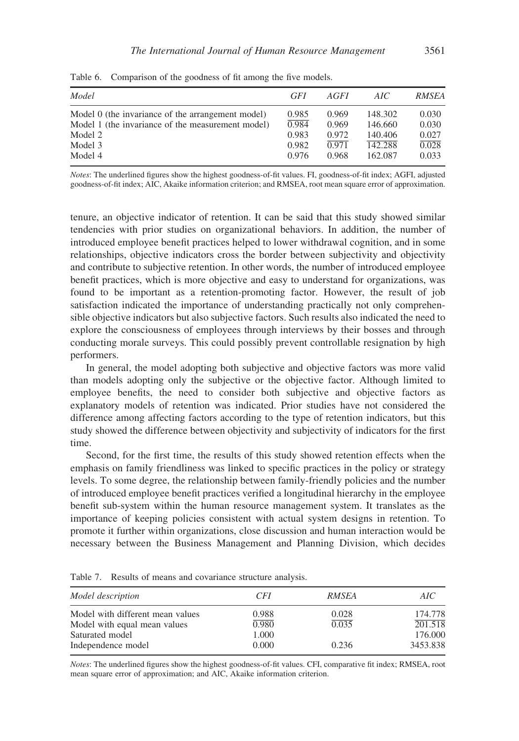Table 6. Comparison of the goodness of fit among the five models.

| Model | GFI | AGFI | AIC | RMSEA |
|---|---|---|---|---|
| Model 0 (the invariance of the arrangement model) | 0.985 | 0.969 | 148.302 | 0.030 |
| Model 1 (the invariance of the measurement model) | <u>0.984</u> | 0.969 | 146.660 | 0.030 |
| Model 2 | 0.983 | 0.972 | 140.406 | 0.027 |
| Model 3 | 0.982 | <u>0.971</u> | <u>142.288</u> | <u>0.028</u> |
| Model 4 | 0.976 | 0.968 | 162.087 | 0.033 |

*Notes*: The underlined figures show the highest goodness-of-fit values. FI, goodness-of-fit index; AGFI, adjusted goodness-of-fit index; AIC, Akaike information criterion; and RMSEA, root mean square error of approximation.

tenure, an objective indicator of retention. It can be said that this study showed similar tendencies with prior studies on organizational behaviors. In addition, the number of introduced employee benefit practices helped to lower withdrawal cognition, and in some relationships, objective indicators cross the border between subjectivity and objectivity and contribute to subjective retention. In other words, the number of introduced employee benefit practices, which is more objective and easy to understand for organizations, was found to be important as a retention-promoting factor. However, the result of job satisfaction indicated the importance of understanding practically not only comprehensible objective indicators but also subjective factors. Such results also indicated the need to explore the consciousness of employees through interviews by their bosses and through conducting morale surveys. This could possibly prevent controllable resignation by high performers.

In general, the model adopting both subjective and objective factors was more valid than models adopting only the subjective or the objective factor. Although limited to employee benefits, the need to consider both subjective and objective factors as explanatory models of retention was indicated. Prior studies have not considered the difference among affecting factors according to the type of retention indicators, but this study showed the difference between objectivity and subjectivity of indicators for the first time.

Second, for the first time, the results of this study showed retention effects when the emphasis on family friendliness was linked to specific practices in the policy or strategy levels. To some degree, the relationship between family-friendly policies and the number of introduced employee benefit practices verified a longitudinal hierarchy in the employee benefit sub-system within the human resource management system. It translates as the importance of keeping policies consistent with actual system designs in retention. To promote it further within organizations, close discussion and human interaction would be necessary between the Business Management and Planning Division, which decides

Table 7. Results of means and covariance structure analysis.

| Model description | CFI | RMSEA | AIC |
|---|---|---|---|
| Model with different mean values | 0.988 | 0.028 | 174.778 |
| Model with equal mean values | <u>0.980</u> | <u>0.035</u> | <u>201.518</u> |
| Saturated model | 1.000 | | 176.000 |
| Independence model | 0.000 | 0.236 | 3453.838 |

*Notes*: The underlined figures show the highest goodness-of-fit values. CFI, comparative fit index; RMSEA, root mean square error of approximation; and AIC, Akaike information criterion.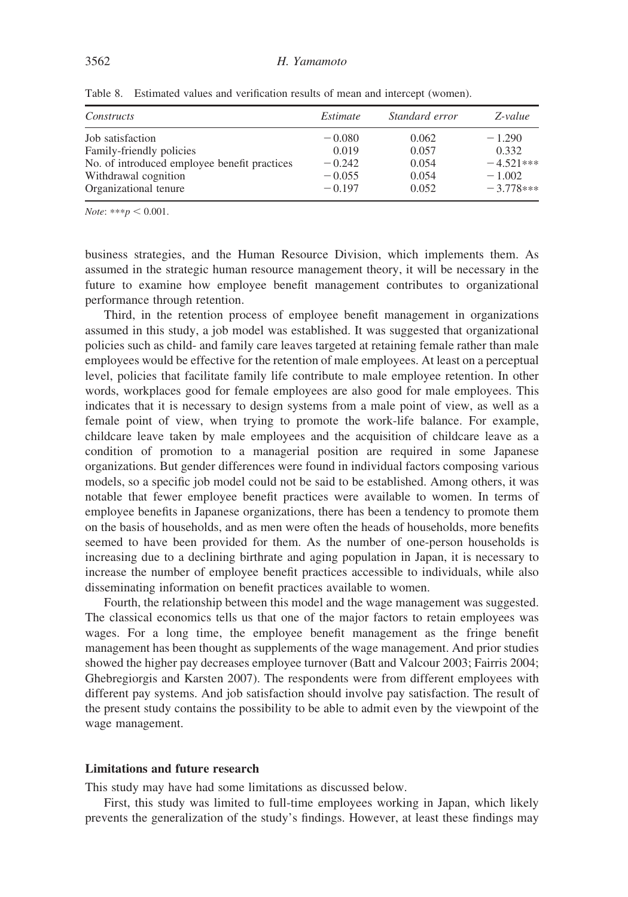Table 8. Estimated values and verification results of mean and intercept (women).

| Constructs | Estimate | Standard error | Z-value |
|---|---|---|---|
| Job satisfaction | −0.080 | 0.062 | −1.290 |
| Family-friendly policies | 0.019 | 0.057 | 0.332 |
| No. of introduced employee benefit practices | −0.242 | 0.054 | −4.521*** |
| Withdrawal cognition | −0.055 | 0.054 | −1.002 |
| Organizational tenure | −0.197 | 0.052 | −3.778*** |

*Note*: *** $p < 0.001$.

business strategies, and the Human Resource Division, which implements them. As assumed in the strategic human resource management theory, it will be necessary in the future to examine how employee benefit management contributes to organizational performance through retention.

Third, in the retention process of employee benefit management in organizations assumed in this study, a job model was established. It was suggested that organizational policies such as child- and family care leaves targeted at retaining female rather than male employees would be effective for the retention of male employees. At least on a perceptual level, policies that facilitate family life contribute to male employee retention. In other words, workplaces good for female employees are also good for male employees. This indicates that it is necessary to design systems from a male point of view, as well as a female point of view, when trying to promote the work-life balance. For example, childcare leave taken by male employees and the acquisition of childcare leave as a condition of promotion to a managerial position are required in some Japanese organizations. But gender differences were found in individual factors composing various models, so a specific job model could not be said to be established. Among others, it was notable that fewer employee benefit practices were available to women. In terms of employee benefits in Japanese organizations, there has been a tendency to promote them on the basis of households, and as men were often the heads of households, more benefits seemed to have been provided for them. As the number of one-person households is increasing due to a declining birthrate and aging population in Japan, it is necessary to increase the number of employee benefit practices accessible to individuals, while also disseminating information on benefit practices available to women.

Fourth, the relationship between this model and the wage management was suggested. The classical economics tells us that one of the major factors to retain employees was wages. For a long time, the employee benefit management as the fringe benefit management has been thought as supplements of the wage management. And prior studies showed the higher pay decreases employee turnover (Batt and Valcour 2003; Fairris 2004; Ghebregiorgis and Karsten 2007). The respondents were from different employees with different pay systems. And job satisfaction should involve pay satisfaction. The result of the present study contains the possibility to be able to admit even by the viewpoint of the wage management.

## Limitations and future research

This study may have had some limitations as discussed below.

First, this study was limited to full-time employees working in Japan, which likely prevents the generalization of the study's findings. However, at least these findings may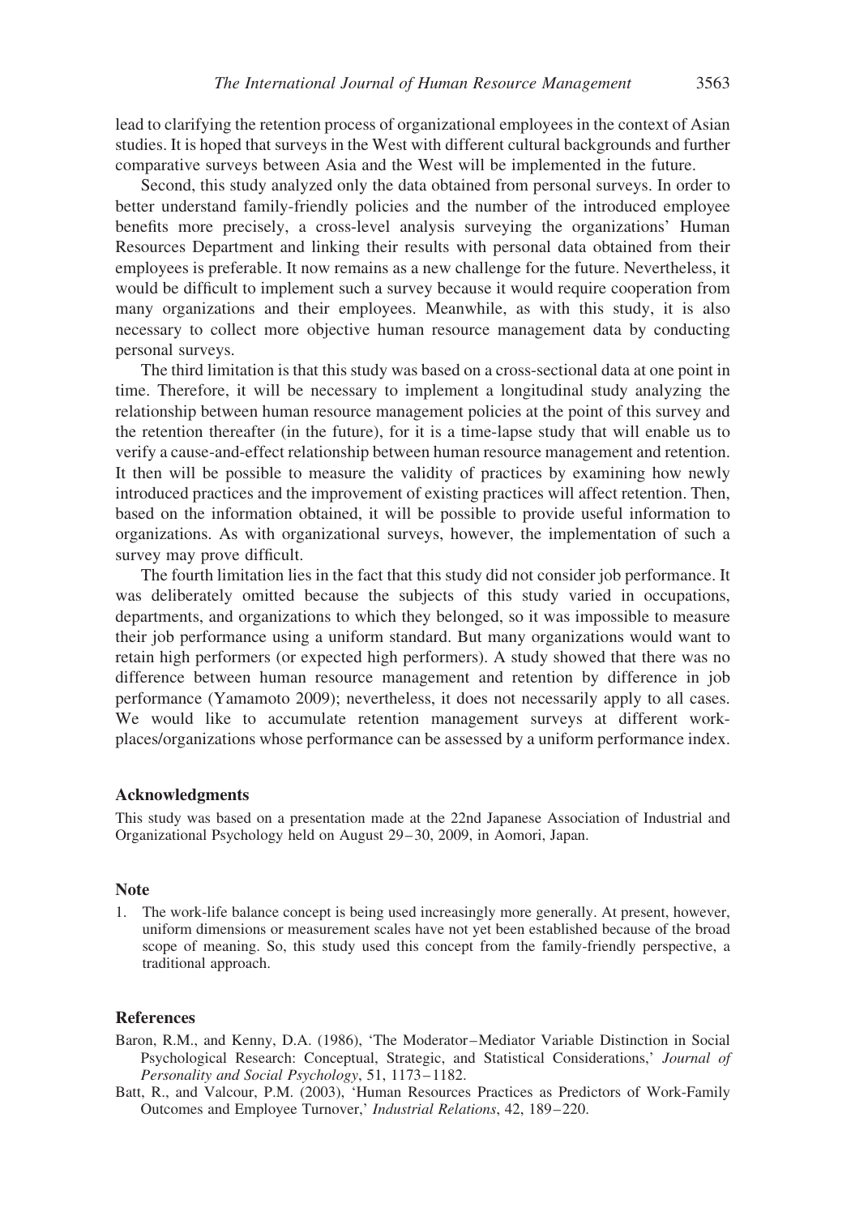lead to clarifying the retention process of organizational employees in the context of Asian studies. It is hoped that surveys in the West with different cultural backgrounds and further comparative surveys between Asia and the West will be implemented in the future.

Second, this study analyzed only the data obtained from personal surveys. In order to better understand family-friendly policies and the number of the introduced employee benefits more precisely, a cross-level analysis surveying the organizations' Human Resources Department and linking their results with personal data obtained from their employees is preferable. It now remains as a new challenge for the future. Nevertheless, it would be difficult to implement such a survey because it would require cooperation from many organizations and their employees. Meanwhile, as with this study, it is also necessary to collect more objective human resource management data by conducting personal surveys.

The third limitation is that this study was based on a cross-sectional data at one point in time. Therefore, it will be necessary to implement a longitudinal study analyzing the relationship between human resource management policies at the point of this survey and the retention thereafter (in the future), for it is a time-lapse study that will enable us to verify a cause-and-effect relationship between human resource management and retention. It then will be possible to measure the validity of practices by examining how newly introduced practices and the improvement of existing practices will affect retention. Then, based on the information obtained, it will be possible to provide useful information to organizations. As with organizational surveys, however, the implementation of such a survey may prove difficult.

The fourth limitation lies in the fact that this study did not consider job performance. It was deliberately omitted because the subjects of this study varied in occupations, departments, and organizations to which they belonged, so it was impossible to measure their job performance using a uniform standard. But many organizations would want to retain high performers (or expected high performers). A study showed that there was no difference between human resource management and retention by difference in job performance (Yamamoto 2009); nevertheless, it does not necessarily apply to all cases. We would like to accumulate retention management surveys at different workplaces/organizations whose performance can be assessed by a uniform performance index.

## Acknowledgments

This study was based on a presentation made at the 22nd Japanese Association of Industrial and Organizational Psychology held on August 29–30, 2009, in Aomori, Japan.

## Note

1. The work-life balance concept is being used increasingly more generally. At present, however, uniform dimensions or measurement scales have not yet been established because of the broad scope of meaning. So, this study used this concept from the family-friendly perspective, a traditional approach.

## References

Baron, R.M., and Kenny, D.A. (1986), 'The Moderator–Mediator Variable Distinction in Social Psychological Research: Conceptual, Strategic, and Statistical Considerations,' *Journal of Personality and Social Psychology*, 51, 1173–1182.

Batt, R., and Valcour, P.M. (2003), 'Human Resources Practices as Predictors of Work-Family Outcomes and Employee Turnover,' *Industrial Relations*, 42, 189–220.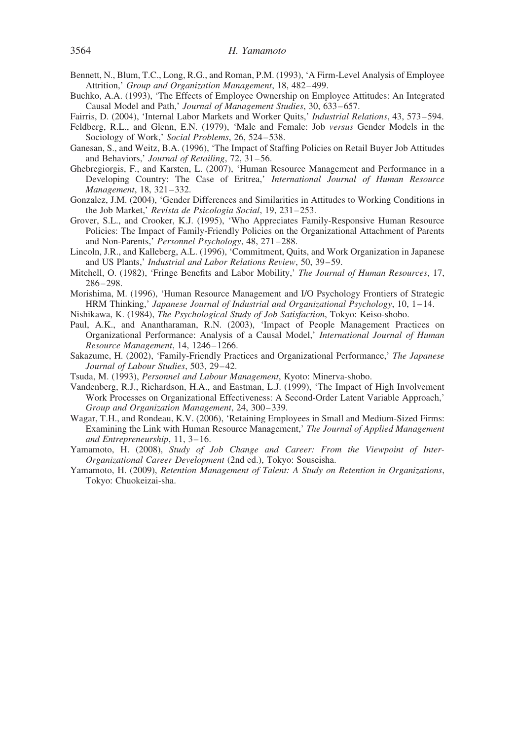Bennett, N., Blum, T.C., Long, R.G., and Roman, P.M. (1993), 'A Firm-Level Analysis of Employee Attrition,' *Group and Organization Management*, 18, 482–499.

Buchko, A.A. (1993), 'The Effects of Employee Ownership on Employee Attitudes: An Integrated Causal Model and Path,' *Journal of Management Studies*, 30, 633–657.

Fairris, D. (2004), 'Internal Labor Markets and Worker Quits,' *Industrial Relations*, 43, 573–594.

Feldberg, R.L., and Glenn, E.N. (1979), 'Male and Female: Job *versus* Gender Models in the Sociology of Work,' *Social Problems*, 26, 524–538.

Ganesan, S., and Weitz, B.A. (1996), 'The Impact of Staffing Policies on Retail Buyer Job Attitudes and Behaviors,' *Journal of Retailing*, 72, 31–56.

Ghebregiorgis, F., and Karsten, L. (2007), 'Human Resource Management and Performance in a Developing Country: The Case of Eritrea,' *International Journal of Human Resource Management*, 18, 321–332.

Gonzalez, J.M. (2004), 'Gender Differences and Similarities in Attitudes to Working Conditions in the Job Market,' *Revista de Psicologia Social*, 19, 231–253.

Grover, S.L., and Crooker, K.J. (1995), 'Who Appreciates Family-Responsive Human Resource Policies: The Impact of Family-Friendly Policies on the Organizational Attachment of Parents and Non-Parents,' *Personnel Psychology*, 48, 271–288.

Lincoln, J.R., and Kalleberg, A.L. (1996), 'Commitment, Quits, and Work Organization in Japanese and US Plants,' *Industrial and Labor Relations Review*, 50, 39–59.

Mitchell, O. (1982), 'Fringe Benefits and Labor Mobility,' *The Journal of Human Resources*, 17, 286–298.

Morishima, M. (1996), 'Human Resource Management and I/O Psychology Frontiers of Strategic HRM Thinking,' *Japanese Journal of Industrial and Organizational Psychology*, 10, 1–14.

Nishikawa, K. (1984), *The Psychological Study of Job Satisfaction*, Tokyo: Keiso-shobo.

Paul, A.K., and Anantharaman, R.N. (2003), 'Impact of People Management Practices on Organizational Performance: Analysis of a Causal Model,' *International Journal of Human Resource Management*, 14, 1246–1266.

Sakazume, H. (2002), 'Family-Friendly Practices and Organizational Performance,' *The Japanese Journal of Labour Studies*, 503, 29–42.

Tsuda, M. (1993), *Personnel and Labour Management*, Kyoto: Minerva-shobo.

Vandenberg, R.J., Richardson, H.A., and Eastman, L.J. (1999), 'The Impact of High Involvement Work Processes on Organizational Effectiveness: A Second-Order Latent Variable Approach,' *Group and Organization Management*, 24, 300–339.

Wagar, T.H., and Rondeau, K.V. (2006), 'Retaining Employees in Small and Medium-Sized Firms: Examining the Link with Human Resource Management,' *The Journal of Applied Management and Entrepreneurship*, 11, 3–16.

Yamamoto, H. (2008), *Study of Job Change and Career: From the Viewpoint of Inter-Organizational Career Development* (2nd ed.), Tokyo: Souseisha.

Yamamoto, H. (2009), *Retention Management of Talent: A Study on Retention in Organizations*, Tokyo: Chuokeizai-sha.